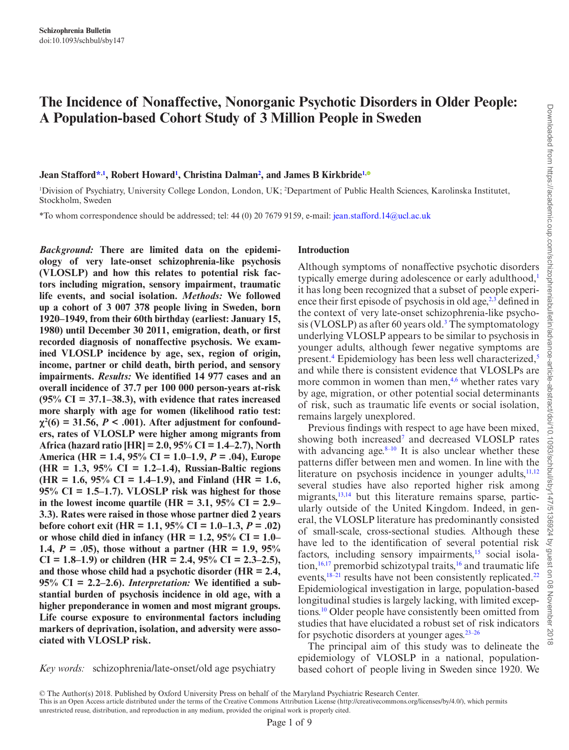# The Incidence of Nonaffective, Nonorganic Psychotic Disorders in Older People: A Population-based Cohort Study of 3 Million People in Sweden

**Jean Stafford*[,1], Robert Howard[1], Christina Dalman[2], and James B Kirkbride[1]**

[1]Division of Psychiatry, University College London, London, UK; [2]Department of Public Health Sciences, Karolinska Institutet, Stockholm, Sweden

*To whom correspondence should be addressed; tel: 44 (0) 20 7679 9159, e-mail: jean.stafford.14@ucl.ac.uk

***Background:*** **There are limited data on the epidemiology of very late-onset schizophrenia-like psychosis (VLOSLP) and how this relates to potential risk factors including migration, sensory impairment, traumatic life events, and social isolation.** ***Methods:*** **We followed up a cohort of 3 007 378 people living in Sweden, born 1920–1949, from their 60th birthday (earliest: January 15, 1980) until December 30 2011, emigration, death, or first recorded diagnosis of nonaffective psychosis. We examined VLOSLP incidence by age, sex, region of origin, income, partner or child death, birth period, and sensory impairments.** ***Results:*** **We identified 14 977 cases and an overall incidence of 37.7 per 100 000 person-years at-risk (95% CI = 37.1–38.3), with evidence that rates increased more sharply with age for women (likelihood ratio test: $\chi^2(6) = 31.56$, $P < .001$). After adjustment for confounders, rates of VLOSLP were higher among migrants from Africa (hazard ratio [HR] = 2.0, 95% CI = 1.4–2.7), North America (HR = 1.4, 95% CI = 1.0–1.9, $P = .04$), Europe (HR = 1.3, 95% CI = 1.2–1.4), Russian-Baltic regions (HR = 1.6, 95% CI = 1.4–1.9), and Finland (HR = 1.6, 95% CI = 1.5–1.7). VLOSLP risk was highest for those in the lowest income quartile (HR = 3.1, 95% CI = 2.9–3.3). Rates were raised in those whose partner died 2 years before cohort exit (HR = 1.1, 95% CI = 1.0–1.3, $P = .02$) or whose child died in infancy (HR = 1.2, 95% CI = 1.0–1.4, $P = .05$), those without a partner (HR = 1.9, 95% CI = 1.8–1.9) or children (HR = 2.4, 95% CI = 2.3–2.5), and those whose child had a psychotic disorder (HR = 2.4, 95% CI = 2.2–2.6).** ***Interpretation:*** **We identified a substantial burden of psychosis incidence in old age, with a higher preponderance in women and most migrant groups. Life course exposure to environmental factors including markers of deprivation, isolation, and adversity were associated with VLOSLP risk.**

*Key words:* schizophrenia/late-onset/old age psychiatry

## Introduction

Although symptoms of nonaffective psychotic disorders typically emerge during adolescence or early adulthood,[1] it has long been recognized that a subset of people experience their first episode of psychosis in old age,[2,3] defined in the context of very late-onset schizophrenia-like psychosis (VLOSLP) as after 60 years old.[3] The symptomatology underlying VLOSLP appears to be similar to psychosis in younger adults, although fewer negative symptoms are present.[4] Epidemiology has been less well characterized,[5] and while there is consistent evidence that VLOSLPs are more common in women than men,[4,6] whether rates vary by age, migration, or other potential social determinants of risk, such as traumatic life events or social isolation, remains largely unexplored.

Previous findings with respect to age have been mixed, showing both increased[7] and decreased VLOSLP rates with advancing age.[8–10] It is also unclear whether these patterns differ between men and women. In line with the literature on psychosis incidence in younger adults,[11,12] several studies have also reported higher risk among migrants,[13,14] but this literature remains sparse, particularly outside of the United Kingdom. Indeed, in general, the VLOSLP literature has predominantly consisted of small-scale, cross-sectional studies. Although these have led to the identification of several potential risk factors, including sensory impairments,[15] social isolation,[16,17] premorbid schizotypal traits,[16] and traumatic life events,[18–21] results have not been consistently replicated.[22] Epidemiological investigation in large, population-based longitudinal studies is largely lacking, with limited exceptions.[10] Older people have consistently been omitted from studies that have elucidated a robust set of risk indicators for psychotic disorders at younger ages.[23–26]

The principal aim of this study was to delineate the epidemiology of VLOSLP in a national, population-based cohort of people living in Sweden since 1920. We

© The Author(s) 2018. Published by Oxford University Press on behalf of the Maryland Psychiatric Research Center.
This is an Open Access article distributed under the terms of the Creative Commons Attribution License (http://creativecommons.org/licenses/by/4.0/), which permits unrestricted reuse, distribution, and reproduction in any medium, provided the original work is properly cited.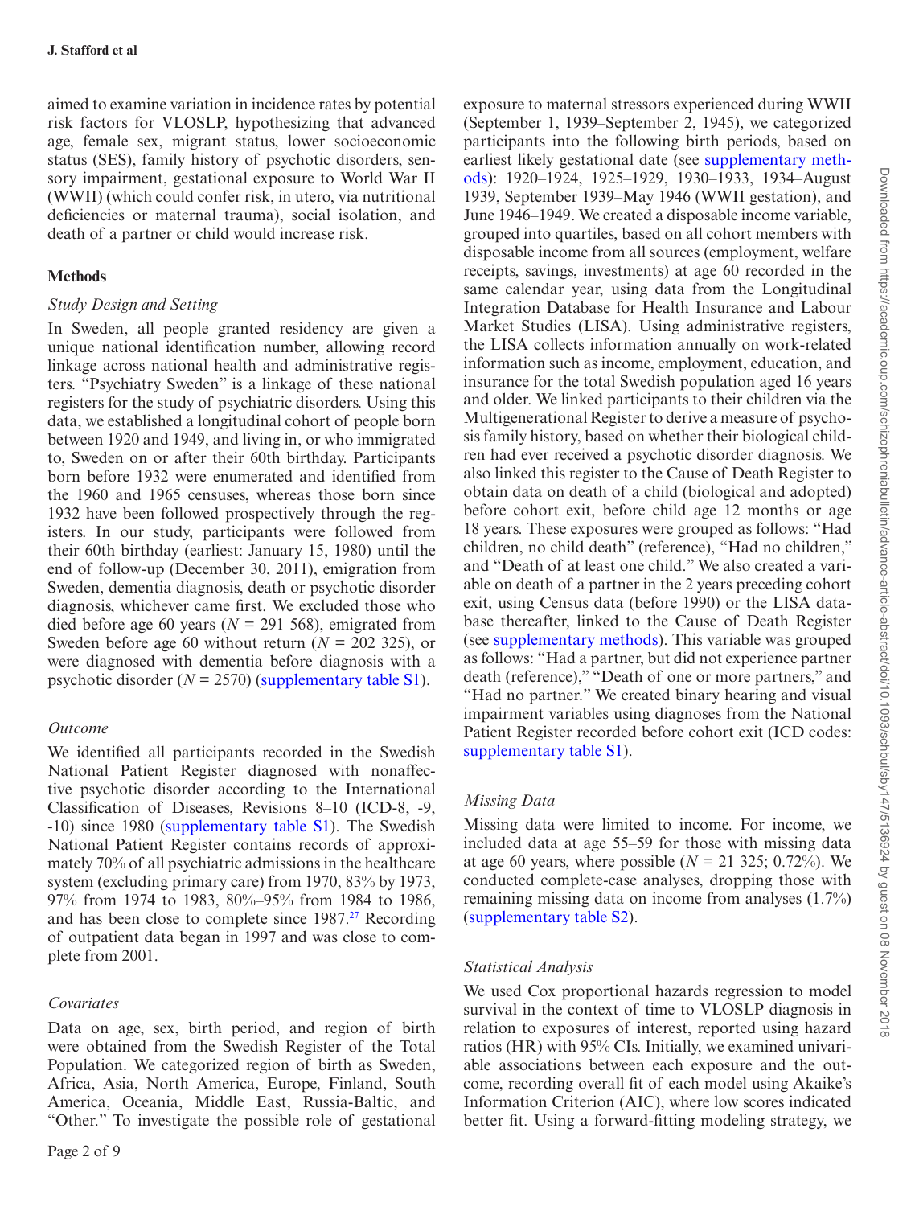aimed to examine variation in incidence rates by potential risk factors for VLOSLP, hypothesizing that advanced age, female sex, migrant status, lower socioeconomic status (SES), family history of psychotic disorders, sensory impairment, gestational exposure to World War II (WWII) (which could confer risk, in utero, via nutritional deficiencies or maternal trauma), social isolation, and death of a partner or child would increase risk.

## Methods

### *Study Design and Setting*

In Sweden, all people granted residency are given a unique national identification number, allowing record linkage across national health and administrative registers. "Psychiatry Sweden" is a linkage of these national registers for the study of psychiatric disorders. Using this data, we established a longitudinal cohort of people born between 1920 and 1949, and living in, or who immigrated to, Sweden on or after their 60th birthday. Participants born before 1932 were enumerated and identified from the 1960 and 1965 censuses, whereas those born since 1932 have been followed prospectively through the registers. In our study, participants were followed from their 60th birthday (earliest: January 15, 1980) until the end of follow-up (December 30, 2011), emigration from Sweden, dementia diagnosis, death or psychotic disorder diagnosis, whichever came first. We excluded those who died before age 60 years ($N$ = 291 568), emigrated from Sweden before age 60 without return ($N$ = 202 325), or were diagnosed with dementia before diagnosis with a psychotic disorder ($N$ = 2570) (supplementary table S1).

### *Outcome*

We identified all participants recorded in the Swedish National Patient Register diagnosed with nonaffective psychotic disorder according to the International Classification of Diseases, Revisions 8–10 (ICD-8, -9, -10) since 1980 (supplementary table S1). The Swedish National Patient Register contains records of approximately 70% of all psychiatric admissions in the healthcare system (excluding primary care) from 1970, 83% by 1973, 97% from 1974 to 1983, 80%–95% from 1984 to 1986, and has been close to complete since 1987.[27] Recording of outpatient data began in 1997 and was close to complete from 2001.

### *Covariates*

Data on age, sex, birth period, and region of birth were obtained from the Swedish Register of the Total Population. We categorized region of birth as Sweden, Africa, Asia, North America, Europe, Finland, South America, Oceania, Middle East, Russia-Baltic, and "Other." To investigate the possible role of gestational exposure to maternal stressors experienced during WWII (September 1, 1939–September 2, 1945), we categorized participants into the following birth periods, based on earliest likely gestational date (see supplementary methods): 1920–1924, 1925–1929, 1930–1933, 1934–August 1939, September 1939–May 1946 (WWII gestation), and June 1946–1949. We created a disposable income variable, grouped into quartiles, based on all cohort members with disposable income from all sources (employment, welfare receipts, savings, investments) at age 60 recorded in the same calendar year, using data from the Longitudinal Integration Database for Health Insurance and Labour Market Studies (LISA). Using administrative registers, the LISA collects information annually on work-related information such as income, employment, education, and insurance for the total Swedish population aged 16 years and older. We linked participants to their children via the Multigenerational Register to derive a measure of psychosis family history, based on whether their biological children had ever received a psychotic disorder diagnosis. We also linked this register to the Cause of Death Register to obtain data on death of a child (biological and adopted) before cohort exit, before child age 12 months or age 18 years. These exposures were grouped as follows: "Had children, no child death" (reference), "Had no children," and "Death of at least one child." We also created a variable on death of a partner in the 2 years preceding cohort exit, using Census data (before 1990) or the LISA database thereafter, linked to the Cause of Death Register (see supplementary methods). This variable was grouped as follows: "Had a partner, but did not experience partner death (reference)," "Death of one or more partners," and "Had no partner." We created binary hearing and visual impairment variables using diagnoses from the National Patient Register recorded before cohort exit (ICD codes: supplementary table S1).

### *Missing Data*

Missing data were limited to income. For income, we included data at age 55–59 for those with missing data at age 60 years, where possible ($N$ = 21 325; 0.72%). We conducted complete-case analyses, dropping those with remaining missing data on income from analyses (1.7%) (supplementary table S2).

### *Statistical Analysis*

We used Cox proportional hazards regression to model survival in the context of time to VLOSLP diagnosis in relation to exposures of interest, reported using hazard ratios (HR) with 95% CIs. Initially, we examined univariable associations between each exposure and the outcome, recording overall fit of each model using Akaike's Information Criterion (AIC), where low scores indicated better fit. Using a forward-fitting modeling strategy, we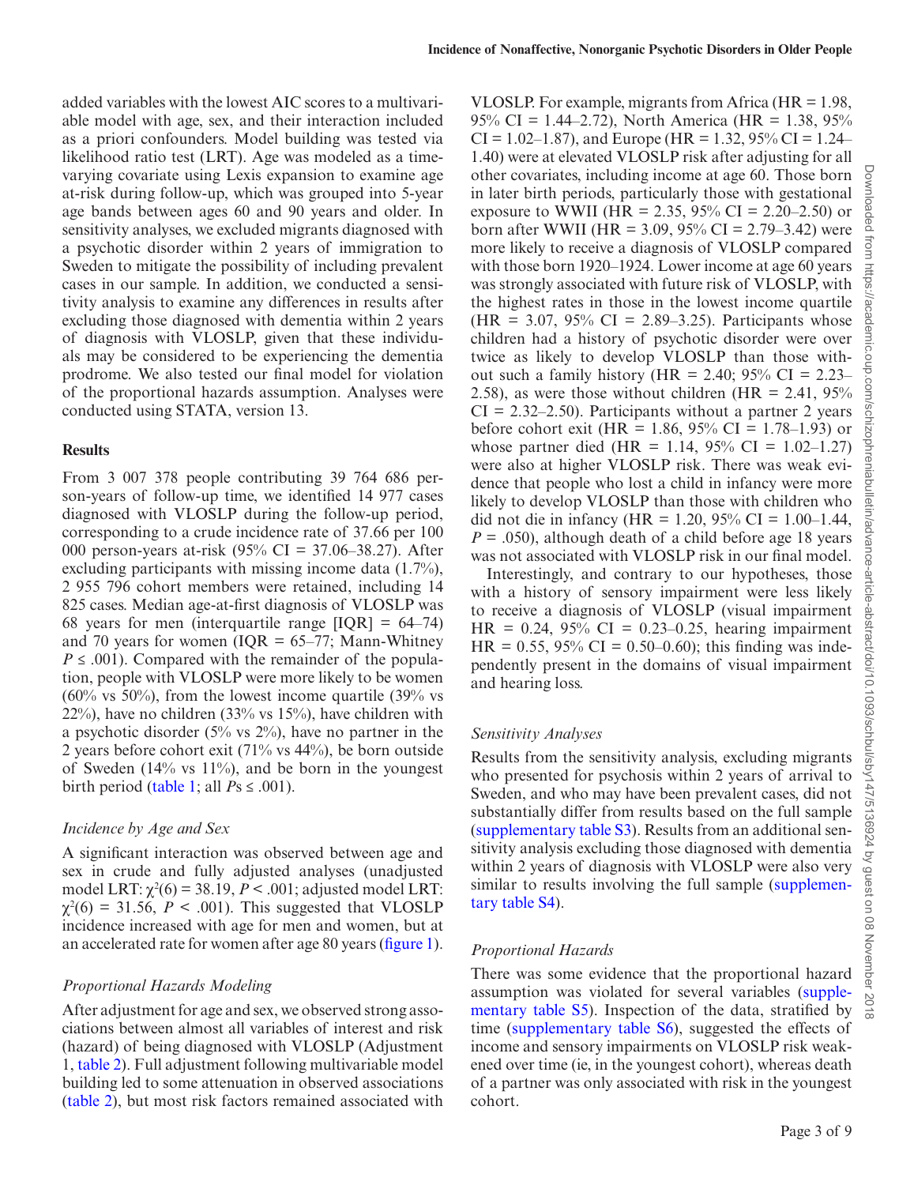added variables with the lowest AIC scores to a multivariable model with age, sex, and their interaction included as a priori confounders. Model building was tested via likelihood ratio test (LRT). Age was modeled as a time-varying covariate using Lexis expansion to examine age at-risk during follow-up, which was grouped into 5-year age bands between ages 60 and 90 years and older. In sensitivity analyses, we excluded migrants diagnosed with a psychotic disorder within 2 years of immigration to Sweden to mitigate the possibility of including prevalent cases in our sample. In addition, we conducted a sensitivity analysis to examine any differences in results after excluding those diagnosed with dementia within 2 years of diagnosis with VLOSLP, given that these individuals may be considered to be experiencing the dementia prodrome. We also tested our final model for violation of the proportional hazards assumption. Analyses were conducted using STATA, version 13.

## Results

From 3 007 378 people contributing 39 764 686 person-years of follow-up time, we identified 14 977 cases diagnosed with VLOSLP during the follow-up period, corresponding to a crude incidence rate of 37.66 per 100 000 person-years at-risk (95% CI = 37.06–38.27). After excluding participants with missing income data (1.7%), 2 955 796 cohort members were retained, including 14 825 cases. Median age-at-first diagnosis of VLOSLP was 68 years for men (interquartile range [IQR] = 64–74) and 70 years for women (IQR = 65–77; Mann-Whitney $P \leq .001$). Compared with the remainder of the population, people with VLOSLP were more likely to be women (60% vs 50%), from the lowest income quartile (39% vs 22%), have no children (33% vs 15%), have children with a psychotic disorder (5% vs 2%), have no partner in the 2 years before cohort exit (71% vs 44%), be born outside of Sweden (14% vs 11%), and be born in the youngest birth period (table 1; all $P$s $\leq .001$).

### *Incidence by Age and Sex*

A significant interaction was observed between age and sex in crude and fully adjusted analyses (unadjusted model LRT: $\chi^2(6) = 38.19$, $P < .001$; adjusted model LRT: $\chi^2(6) = 31.56$, $P < .001$). This suggested that VLOSLP incidence increased with age for men and women, but at an accelerated rate for women after age 80 years (figure 1).

### *Proportional Hazards Modeling*

After adjustment for age and sex, we observed strong associations between almost all variables of interest and risk (hazard) of being diagnosed with VLOSLP (Adjustment 1, table 2). Full adjustment following multivariable model building led to some attenuation in observed associations (table 2), but most risk factors remained associated with VLOSLP. For example, migrants from Africa (HR = 1.98, 95% CI = 1.44–2.72), North America (HR = 1.38, 95% CI = 1.02–1.87), and Europe (HR = 1.32, 95% CI = 1.24–1.40) were at elevated VLOSLP risk after adjusting for all other covariates, including income at age 60. Those born in later birth periods, particularly those with gestational exposure to WWII (HR = 2.35, 95% CI = 2.20–2.50) or born after WWII (HR = 3.09, 95% CI = 2.79–3.42) were more likely to receive a diagnosis of VLOSLP compared with those born 1920–1924. Lower income at age 60 years was strongly associated with future risk of VLOSLP, with the highest rates in those in the lowest income quartile (HR = 3.07, 95% CI = 2.89–3.25). Participants whose children had a history of psychotic disorder were over twice as likely to develop VLOSLP than those without such a family history (HR = 2.40; 95% CI = 2.23–2.58), as were those without children (HR = 2.41, 95% CI = 2.32–2.50). Participants without a partner 2 years before cohort exit (HR = 1.86, 95% CI = 1.78–1.93) or whose partner died (HR = 1.14, 95% CI = 1.02–1.27) were also at higher VLOSLP risk. There was weak evidence that people who lost a child in infancy were more likely to develop VLOSLP than those with children who did not die in infancy (HR = 1.20, 95% CI = 1.00–1.44, $P = .050$), although death of a child before age 18 years was not associated with VLOSLP risk in our final model.

Interestingly, and contrary to our hypotheses, those with a history of sensory impairment were less likely to receive a diagnosis of VLOSLP (visual impairment HR = 0.24, 95% CI = 0.23–0.25, hearing impairment HR = 0.55, 95% CI = 0.50–0.60); this finding was independently present in the domains of visual impairment and hearing loss.

### *Sensitivity Analyses*

Results from the sensitivity analysis, excluding migrants who presented for psychosis within 2 years of arrival to Sweden, and who may have been prevalent cases, did not substantially differ from results based on the full sample (supplementary table S3). Results from an additional sensitivity analysis excluding those diagnosed with dementia within 2 years of diagnosis with VLOSLP were also very similar to results involving the full sample (supplementary table S4).

### *Proportional Hazards*

There was some evidence that the proportional hazard assumption was violated for several variables (supplementary table S5). Inspection of the data, stratified by time (supplementary table S6), suggested the effects of income and sensory impairments on VLOSLP risk weakened over time (ie, in the youngest cohort), whereas death of a partner was only associated with risk in the youngest cohort.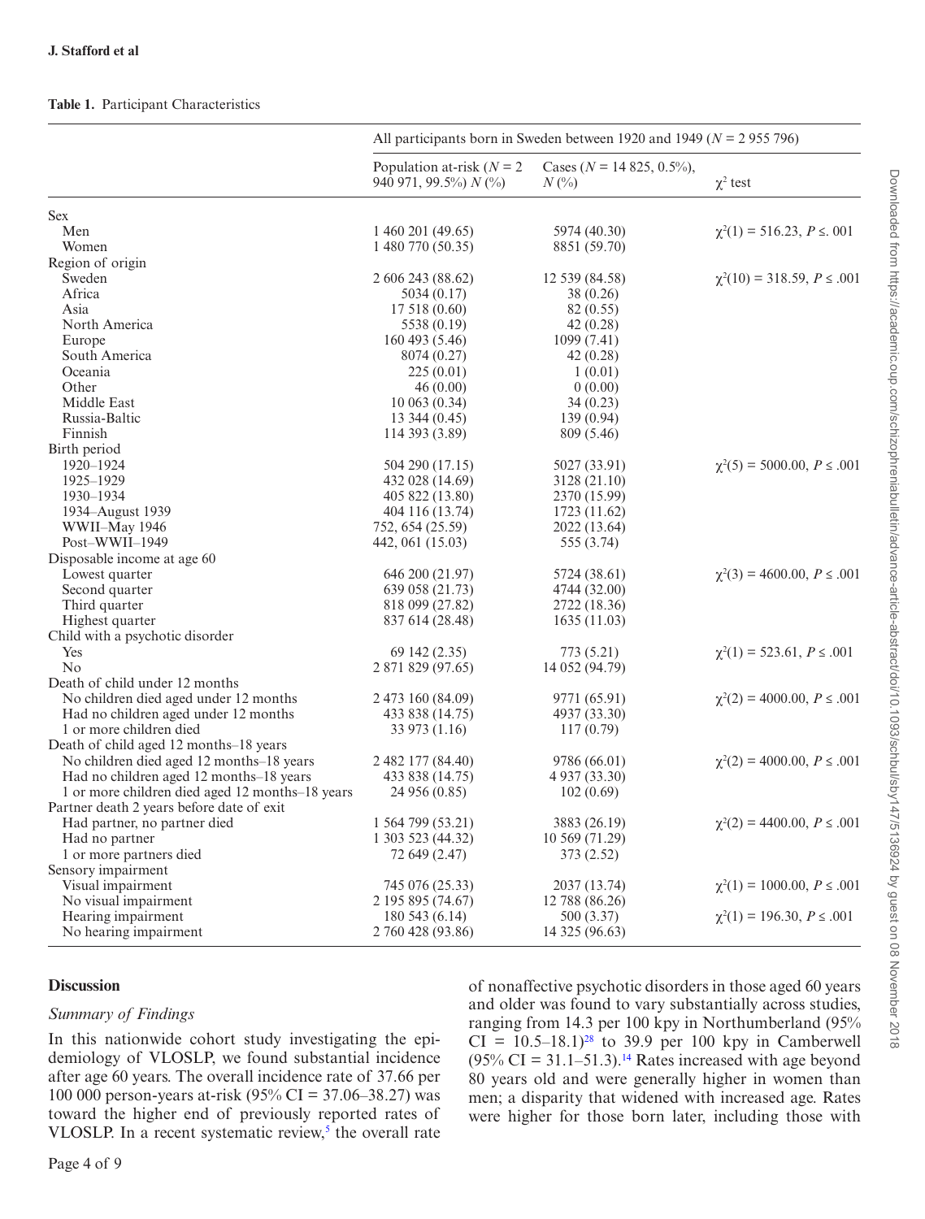**Table 1.** Participant Characteristics

| | All participants born in Sweden between 1920 and 1949 ($N$ = 2 955 796) | | |
|---|---|---|---|
| | Population at-risk ($N$ = 2 940 971, 99.5%) $N$ (%) | Cases ($N$ = 14 825, 0.5%), $N$ (%) | $\chi^2$ test |
| **Sex** | | | |
| Men | 1 460 201 (49.65) | 5974 (40.30) | $\chi^2(1) = 516.23$, $P \leq .001$ |
| Women | 1 480 770 (50.35) | 8851 (59.70) | |
| **Region of origin** | | | |
| Sweden | 2 606 243 (88.62) | 12 539 (84.58) | $\chi^2(10) = 318.59$, $P \leq .001$ |
| Africa | 5034 (0.17) | 38 (0.26) | |
| Asia | 17 518 (0.60) | 82 (0.55) | |
| North America | 5538 (0.19) | 42 (0.28) | |
| Europe | 160 493 (5.46) | 1099 (7.41) | |
| South America | 8074 (0.27) | 42 (0.28) | |
| Oceania | 225 (0.01) | 1 (0.01) | |
| Other | 46 (0.00) | 0 (0.00) | |
| Middle East | 10 063 (0.34) | 34 (0.23) | |
| Russia-Baltic | 13 344 (0.45) | 139 (0.94) | |
| Finnish | 114 393 (3.89) | 809 (5.46) | |
| **Birth period** | | | |
| 1920–1924 | 504 290 (17.15) | 5027 (33.91) | $\chi^2(5) = 5000.00$, $P \leq .001$ |
| 1925–1929 | 432 028 (14.69) | 3128 (21.10) | |
| 1930–1934 | 405 822 (13.80) | 2370 (15.99) | |
| 1934–August 1939 | 404 116 (13.74) | 1723 (11.62) | |
| WWII–May 1946 | 752, 654 (25.59) | 2022 (13.64) | |
| Post–WWII–1949 | 442, 061 (15.03) | 555 (3.74) | |
| **Disposable income at age 60** | | | |
| Lowest quarter | 646 200 (21.97) | 5724 (38.61) | $\chi^2(3) = 4600.00$, $P \leq .001$ |
| Second quarter | 639 058 (21.73) | 4744 (32.00) | |
| Third quarter | 818 099 (27.82) | 2722 (18.36) | |
| Highest quarter | 837 614 (28.48) | 1635 (11.03) | |
| **Child with a psychotic disorder** | | | |
| Yes | 69 142 (2.35) | 773 (5.21) | $\chi^2(1) = 523.61$, $P \leq .001$ |
| No | 2 871 829 (97.65) | 14 052 (94.79) | |
| **Death of child under 12 months** | | | |
| No children died aged under 12 months | 2 473 160 (84.09) | 9771 (65.91) | $\chi^2(2) = 4000.00$, $P \leq .001$ |
| Had no children aged under 12 months | 433 838 (14.75) | 4937 (33.30) | |
| 1 or more children died | 33 973 (1.16) | 117 (0.79) | |
| **Death of child aged 12 months–18 years** | | | |
| No children died aged 12 months–18 years | 2 482 177 (84.40) | 9786 (66.01) | $\chi^2(2) = 4000.00$, $P \leq .001$ |
| Had no children aged 12 months–18 years | 433 838 (14.75) | 4 937 (33.30) | |
| 1 or more children died aged 12 months–18 years | 24 956 (0.85) | 102 (0.69) | |
| **Partner death 2 years before date of exit** | | | |
| Had partner, no partner died | 1 564 799 (53.21) | 3883 (26.19) | $\chi^2(2) = 4400.00$, $P \leq .001$ |
| Had no partner | 1 303 523 (44.32) | 10 569 (71.29) | |
| 1 or more partners died | 72 649 (2.47) | 373 (2.52) | |
| **Sensory impairment** | | | |
| Visual impairment | 745 076 (25.33) | 2037 (13.74) | $\chi^2(1) = 1000.00$, $P \leq .001$ |
| No visual impairment | 2 195 895 (74.67) | 12 788 (86.26) | |
| Hearing impairment | 180 543 (6.14) | 500 (3.37) | $\chi^2(1) = 196.30$, $P \leq .001$ |
| No hearing impairment | 2 760 428 (93.86) | 14 325 (96.63) | |

## Discussion

### *Summary of Findings*

In this nationwide cohort study investigating the epidemiology of VLOSLP, we found substantial incidence after age 60 years. The overall incidence rate of 37.66 per 100 000 person-years at-risk (95% CI = 37.06–38.27) was toward the higher end of previously reported rates of VLOSLP. In a recent systematic review,[5] the overall rate of nonaffective psychotic disorders in those aged 60 years and older was found to vary substantially across studies, ranging from 14.3 per 100 kpy in Northumberland (95% CI = 10.5–18.1)[28] to 39.9 per 100 kpy in Camberwell (95% CI = 31.1–51.3).[14] Rates increased with age beyond 80 years old and were generally higher in women than men; a disparity that widened with increased age. Rates were higher for those born later, including those with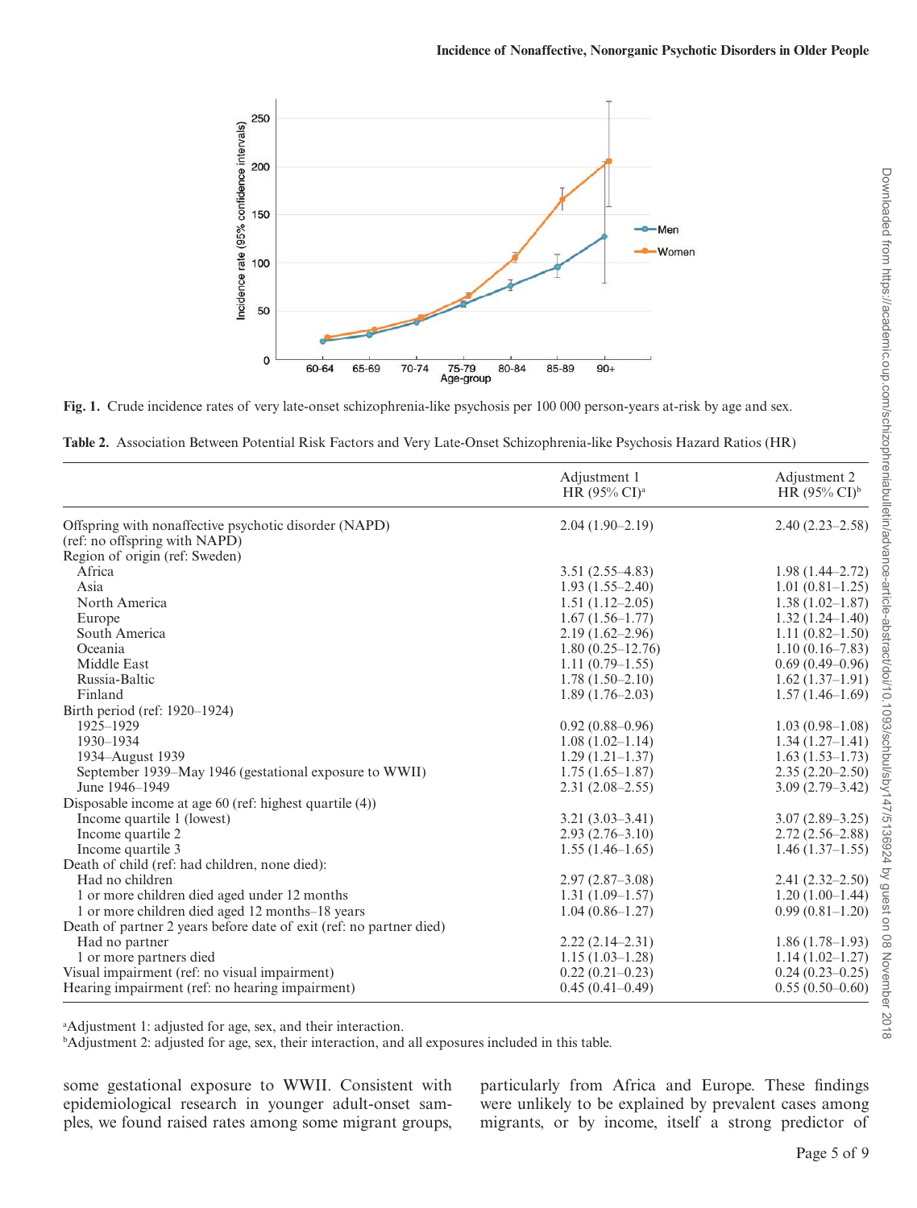Fig. 1. Crude incidence rates of very late-onset schizophrenia-like psychosis per 100 000 person-years at-risk by age and sex.

**Table 2.** Association Between Potential Risk Factors and Very Late-Onset Schizophrenia-like Psychosis Hazard Ratios (HR)

| | Adjustment 1 HR (95% CI)[a] | Adjustment 2 HR (95% CI)[b] |
|---|---|---|
| Offspring with nonaffective psychotic disorder (NAPD) (ref: no offspring with NAPD) | 2.04 (1.90–2.19) | 2.40 (2.23–2.58) |
| Region of origin (ref: Sweden) | | |
| Africa | 3.51 (2.55–4.83) | 1.98 (1.44–2.72) |
| Asia | 1.93 (1.55–2.40) | 1.01 (0.81–1.25) |
| North America | 1.51 (1.12–2.05) | 1.38 (1.02–1.87) |
| Europe | 1.67 (1.56–1.77) | 1.32 (1.24–1.40) |
| South America | 2.19 (1.62–2.96) | 1.11 (0.82–1.50) |
| Oceania | 1.80 (0.25–12.76) | 1.10 (0.16–7.83) |
| Middle East | 1.11 (0.79–1.55) | 0.69 (0.49–0.96) |
| Russia-Baltic | 1.78 (1.50–2.10) | 1.62 (1.37–1.91) |
| Finland | 1.89 (1.76–2.03) | 1.57 (1.46–1.69) |
| Birth period (ref: 1920–1924) | | |
| 1925–1929 | 0.92 (0.88–0.96) | 1.03 (0.98–1.08) |
| 1930–1934 | 1.08 (1.02–1.14) | 1.34 (1.27–1.41) |
| 1934–August 1939 | 1.29 (1.21–1.37) | 1.63 (1.53–1.73) |
| September 1939–May 1946 (gestational exposure to WWII) | 1.75 (1.65–1.87) | 2.35 (2.20–2.50) |
| June 1946–1949 | 2.31 (2.08–2.55) | 3.09 (2.79–3.42) |
| Disposable income at age 60 (ref: highest quartile (4)) | | |
| Income quartile 1 (lowest) | 3.21 (3.03–3.41) | 3.07 (2.89–3.25) |
| Income quartile 2 | 2.93 (2.76–3.10) | 2.72 (2.56–2.88) |
| Income quartile 3 | 1.55 (1.46–1.65) | 1.46 (1.37–1.55) |
| Death of child (ref: had children, none died): | | |
| Had no children | 2.97 (2.87–3.08) | 2.41 (2.32–2.50) |
| 1 or more children died aged under 12 months | 1.31 (1.09–1.57) | 1.20 (1.00–1.44) |
| 1 or more children died aged 12 months–18 years | 1.04 (0.86–1.27) | 0.99 (0.81–1.20) |
| Death of partner 2 years before date of exit (ref: no partner died) | | |
| Had no partner | 2.22 (2.14–2.31) | 1.86 (1.78–1.93) |
| 1 or more partners died | 1.15 (1.03–1.28) | 1.14 (1.02–1.27) |
| Visual impairment (ref: no visual impairment) | 0.22 (0.21–0.23) | 0.24 (0.23–0.25) |
| Hearing impairment (ref: no hearing impairment) | 0.45 (0.41–0.49) | 0.55 (0.50–0.60) |

[a]Adjustment 1: adjusted for age, sex, and their interaction.
[b]Adjustment 2: adjusted for age, sex, their interaction, and all exposures included in this table.

some gestational exposure to WWII. Consistent with epidemiological research in younger adult-onset samples, we found raised rates among some migrant groups, particularly from Africa and Europe. These findings were unlikely to be explained by prevalent cases among migrants, or by income, itself a strong predictor of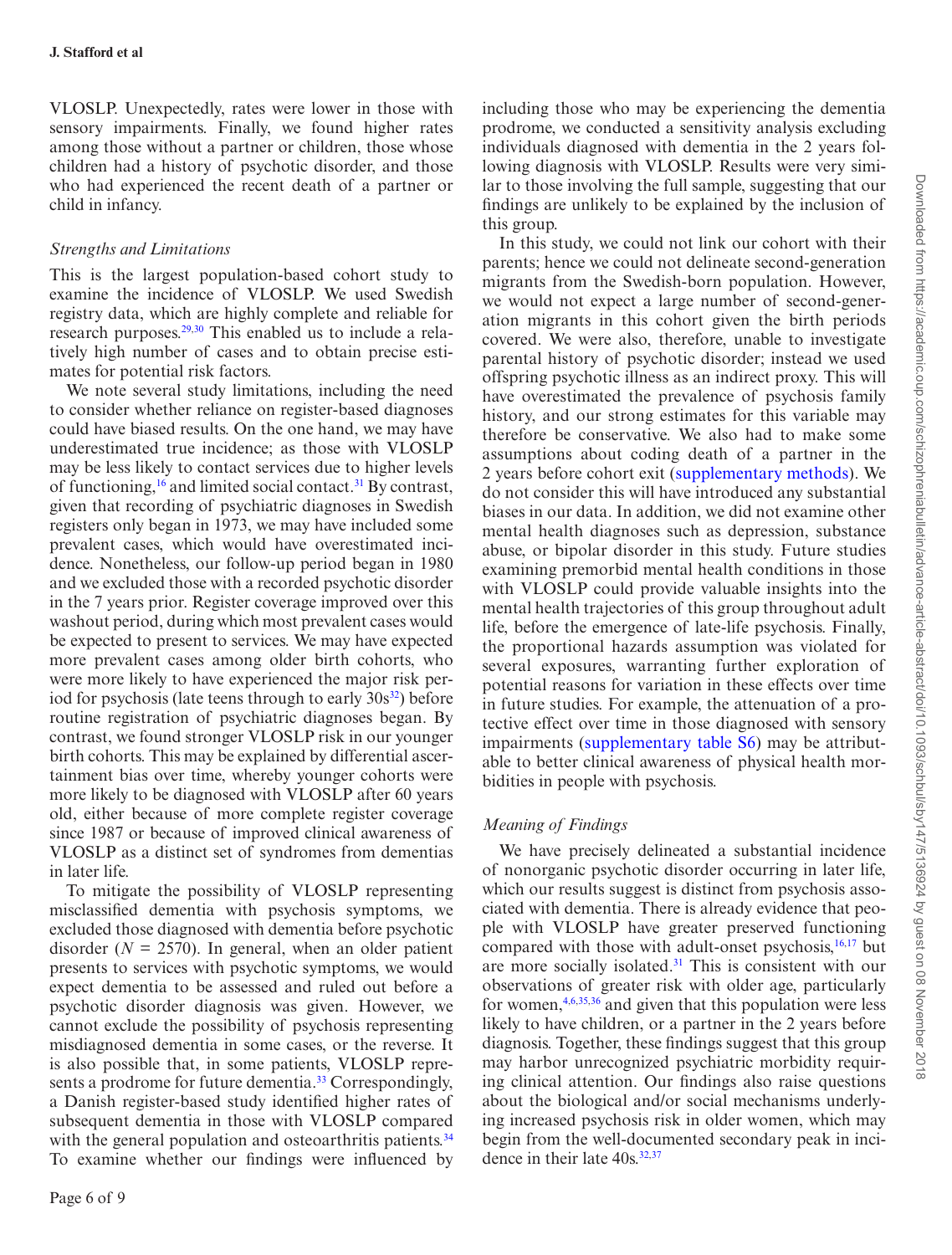VLOSLP. Unexpectedly, rates were lower in those with sensory impairments. Finally, we found higher rates among those without a partner or children, those whose children had a history of psychotic disorder, and those who had experienced the recent death of a partner or child in infancy.

### *Strengths and Limitations*

This is the largest population-based cohort study to examine the incidence of VLOSLP. We used Swedish registry data, which are highly complete and reliable for research purposes.[29,30] This enabled us to include a relatively high number of cases and to obtain precise estimates for potential risk factors.

We note several study limitations, including the need to consider whether reliance on register-based diagnoses could have biased results. On the one hand, we may have underestimated true incidence; as those with VLOSLP may be less likely to contact services due to higher levels of functioning,[16] and limited social contact.[31] By contrast, given that recording of psychiatric diagnoses in Swedish registers only began in 1973, we may have included some prevalent cases, which would have overestimated incidence. Nonetheless, our follow-up period began in 1980 and we excluded those with a recorded psychotic disorder in the 7 years prior. Register coverage improved over this washout period, during which most prevalent cases would be expected to present to services. We may have expected more prevalent cases among older birth cohorts, who were more likely to have experienced the major risk period for psychosis (late teens through to early 30s[32]) before routine registration of psychiatric diagnoses began. By contrast, we found stronger VLOSLP risk in our younger birth cohorts. This may be explained by differential ascertainment bias over time, whereby younger cohorts were more likely to be diagnosed with VLOSLP after 60 years old, either because of more complete register coverage since 1987 or because of improved clinical awareness of VLOSLP as a distinct set of syndromes from dementias in later life.

To mitigate the possibility of VLOSLP representing misclassified dementia with psychosis symptoms, we excluded those diagnosed with dementia before psychotic disorder ($N$ = 2570). In general, when an older patient presents to services with psychotic symptoms, we would expect dementia to be assessed and ruled out before a psychotic disorder diagnosis was given. However, we cannot exclude the possibility of psychosis representing misdiagnosed dementia in some cases, or the reverse. It is also possible that, in some patients, VLOSLP represents a prodrome for future dementia.[33] Correspondingly, a Danish register-based study identified higher rates of subsequent dementia in those with VLOSLP compared with the general population and osteoarthritis patients.[34] To examine whether our findings were influenced by including those who may be experiencing the dementia prodrome, we conducted a sensitivity analysis excluding individuals diagnosed with dementia in the 2 years following diagnosis with VLOSLP. Results were very similar to those involving the full sample, suggesting that our findings are unlikely to be explained by the inclusion of this group.

In this study, we could not link our cohort with their parents; hence we could not delineate second-generation migrants from the Swedish-born population. However, we would not expect a large number of second-generation migrants in this cohort given the birth periods covered. We were also, therefore, unable to investigate parental history of psychotic disorder; instead we used offspring psychotic illness as an indirect proxy. This will have overestimated the prevalence of psychosis family history, and our strong estimates for this variable may therefore be conservative. We also had to make some assumptions about coding death of a partner in the 2 years before cohort exit (supplementary methods). We do not consider this will have introduced any substantial biases in our data. In addition, we did not examine other mental health diagnoses such as depression, substance abuse, or bipolar disorder in this study. Future studies examining premorbid mental health conditions in those with VLOSLP could provide valuable insights into the mental health trajectories of this group throughout adult life, before the emergence of late-life psychosis. Finally, the proportional hazards assumption was violated for several exposures, warranting further exploration of potential reasons for variation in these effects over time in future studies. For example, the attenuation of a protective effect over time in those diagnosed with sensory impairments (supplementary table S6) may be attributable to better clinical awareness of physical health morbidities in people with psychosis.

### *Meaning of Findings*

We have precisely delineated a substantial incidence of nonorganic psychotic disorder occurring in later life, which our results suggest is distinct from psychosis associated with dementia. There is already evidence that people with VLOSLP have greater preserved functioning compared with those with adult-onset psychosis,[16,17] but are more socially isolated.[31] This is consistent with our observations of greater risk with older age, particularly for women,[4,6,35,36] and given that this population were less likely to have children, or a partner in the 2 years before diagnosis. Together, these findings suggest that this group may harbor unrecognized psychiatric morbidity requiring clinical attention. Our findings also raise questions about the biological and/or social mechanisms underlying increased psychosis risk in older women, which may begin from the well-documented secondary peak in incidence in their late 40s.[32,37]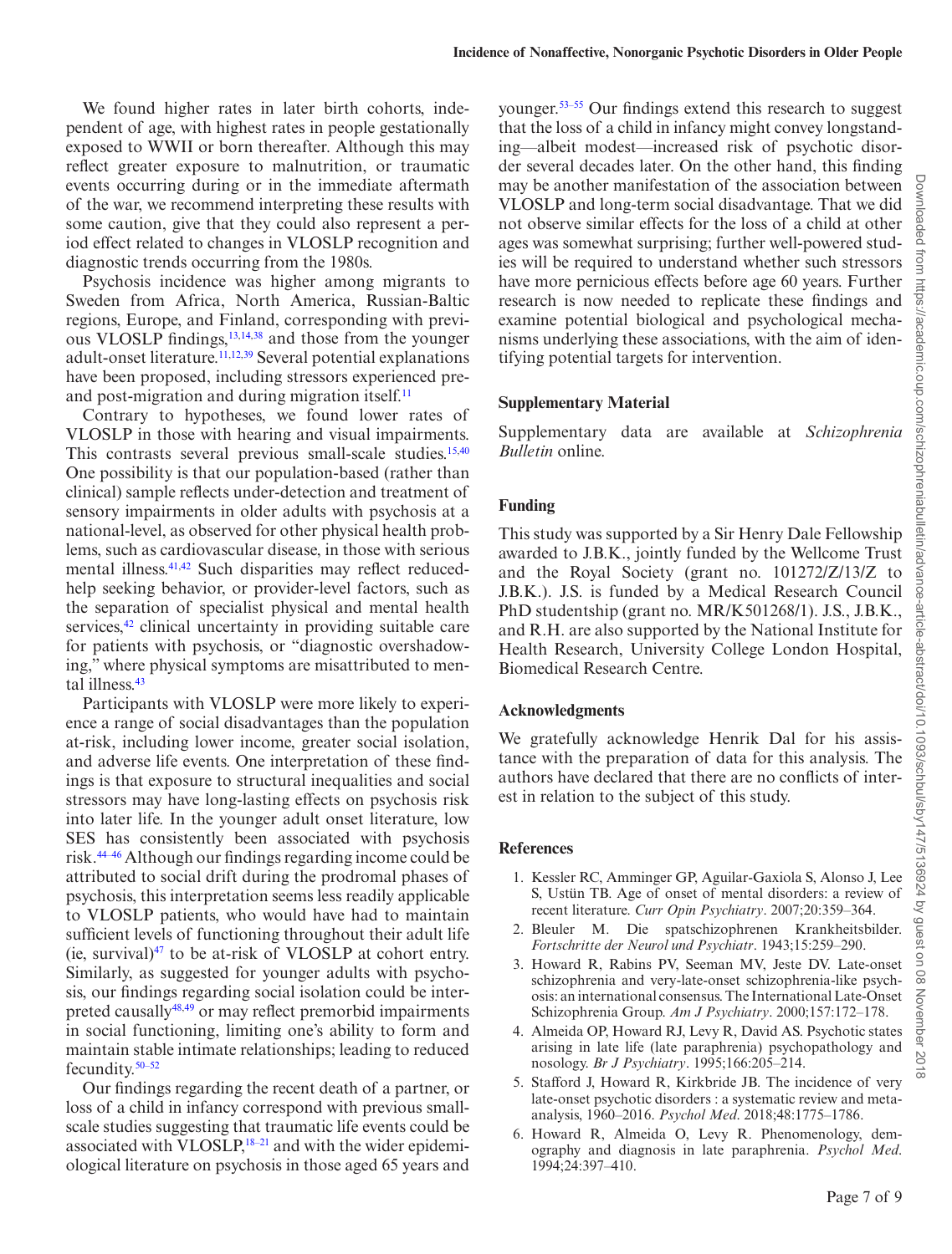We found higher rates in later birth cohorts, independent of age, with highest rates in people gestationally exposed to WWII or born thereafter. Although this may reflect greater exposure to malnutrition, or traumatic events occurring during or in the immediate aftermath of the war, we recommend interpreting these results with some caution, give that they could also represent a period effect related to changes in VLOSLP recognition and diagnostic trends occurring from the 1980s.

Psychosis incidence was higher among migrants to Sweden from Africa, North America, Russian-Baltic regions, Europe, and Finland, corresponding with previous VLOSLP findings,[13,14,38] and those from the younger adult-onset literature.[11,12,39] Several potential explanations have been proposed, including stressors experienced pre- and post-migration and during migration itself.[11]

Contrary to hypotheses, we found lower rates of VLOSLP in those with hearing and visual impairments. This contrasts several previous small-scale studies.[15,40] One possibility is that our population-based (rather than clinical) sample reflects under-detection and treatment of sensory impairments in older adults with psychosis at a national-level, as observed for other physical health problems, such as cardiovascular disease, in those with serious mental illness.[41,42] Such disparities may reflect reduced-help seeking behavior, or provider-level factors, such as the separation of specialist physical and mental health services,[42] clinical uncertainty in providing suitable care for patients with psychosis, or "diagnostic overshadowing," where physical symptoms are misattributed to mental illness.[43]

Participants with VLOSLP were more likely to experience a range of social disadvantages than the population at-risk, including lower income, greater social isolation, and adverse life events. One interpretation of these findings is that exposure to structural inequalities and social stressors may have long-lasting effects on psychosis risk into later life. In the younger adult onset literature, low SES has consistently been associated with psychosis risk.[44–46] Although our findings regarding income could be attributed to social drift during the prodromal phases of psychosis, this interpretation seems less readily applicable to VLOSLP patients, who would have had to maintain sufficient levels of functioning throughout their adult life (ie, survival)[47] to be at-risk of VLOSLP at cohort entry. Similarly, as suggested for younger adults with psychosis, our findings regarding social isolation could be interpreted causally[48,49] or may reflect premorbid impairments in social functioning, limiting one's ability to form and maintain stable intimate relationships; leading to reduced fecundity.[50–52]

Our findings regarding the recent death of a partner, or loss of a child in infancy correspond with previous small-scale studies suggesting that traumatic life events could be associated with VLOSLP,[18–21] and with the wider epidemiological literature on psychosis in those aged 65 years and younger.[53–55] Our findings extend this research to suggest that the loss of a child in infancy might convey longstanding—albeit modest—increased risk of psychotic disorder several decades later. On the other hand, this finding may be another manifestation of the association between VLOSLP and long-term social disadvantage. That we did not observe similar effects for the loss of a child at other ages was somewhat surprising; further well-powered studies will be required to understand whether such stressors have more pernicious effects before age 60 years. Further research is now needed to replicate these findings and examine potential biological and psychological mechanisms underlying these associations, with the aim of identifying potential targets for intervention.

## Supplementary Material

Supplementary data are available at *Schizophrenia Bulletin* online.

## Funding

This study was supported by a Sir Henry Dale Fellowship awarded to J.B.K., jointly funded by the Wellcome Trust and the Royal Society (grant no. 101272/Z/13/Z to J.B.K.). J.S. is funded by a Medical Research Council PhD studentship (grant no. MR/K501268/1). J.S., J.B.K., and R.H. are also supported by the National Institute for Health Research, University College London Hospital, Biomedical Research Centre.

## Acknowledgments

We gratefully acknowledge Henrik Dal for his assistance with the preparation of data for this analysis. The authors have declared that there are no conflicts of interest in relation to the subject of this study.

## References

1. Kessler RC, Amminger GP, Aguilar-Gaxiola S, Alonso J, Lee S, Ustün TB. Age of onset of mental disorders: a review of recent literature. *Curr Opin Psychiatry*. 2007;20:359–364.
2. Bleuler M. Die spatschizophrenen Krankheitsbilder. *Fortschritte der Neurol und Psychiatr*. 1943;15:259–290.
3. Howard R, Rabins PV, Seeman MV, Jeste DV. Late-onset schizophrenia and very-late-onset schizophrenia-like psychosis: an international consensus. The International Late-Onset Schizophrenia Group. *Am J Psychiatry*. 2000;157:172–178.
4. Almeida OP, Howard RJ, Levy R, David AS. Psychotic states arising in late life (late paraphrenia) psychopathology and nosology. *Br J Psychiatry*. 1995;166:205–214.
5. Stafford J, Howard R, Kirkbride JB. The incidence of very late-onset psychotic disorders : a systematic review and meta-analysis, 1960–2016. *Psychol Med*. 2018;48:1775–1786.
6. Howard R, Almeida O, Levy R. Phenomenology, demography and diagnosis in late paraphrenia. *Psychol Med*. 1994;24:397–410.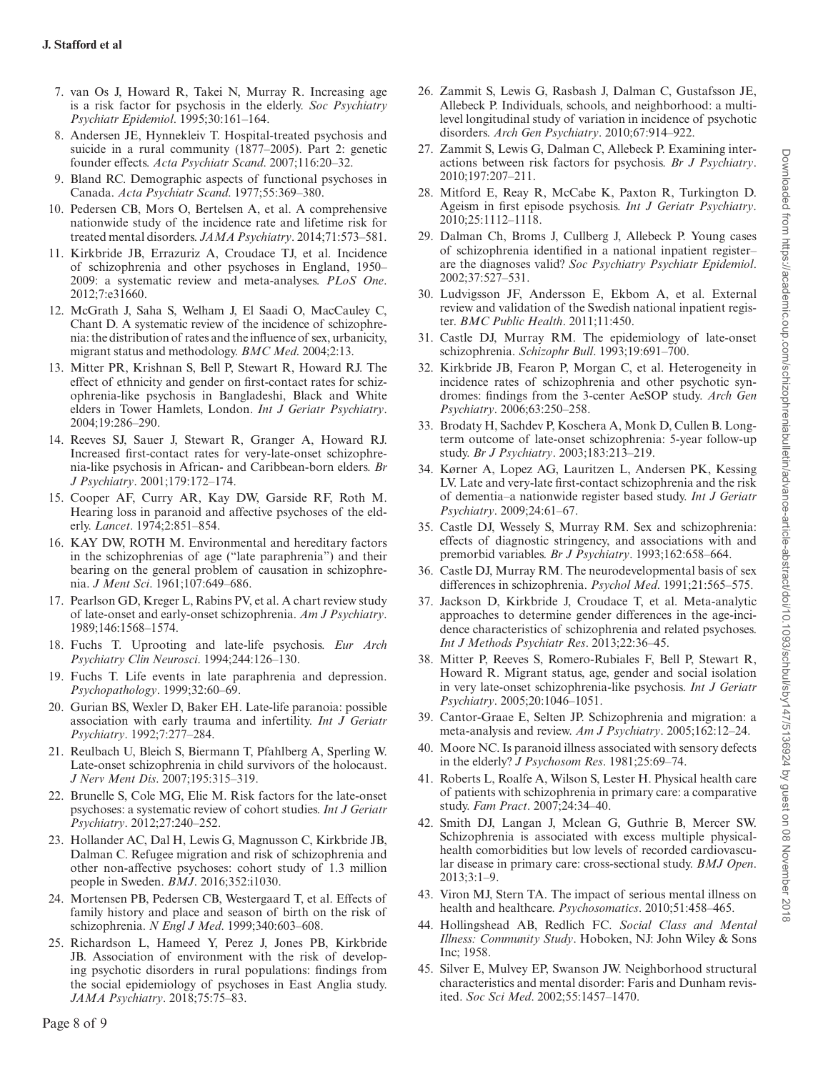7. van Os J, Howard R, Takei N, Murray R. Increasing age is a risk factor for psychosis in the elderly. *Soc Psychiatry Psychiatr Epidemiol*. 1995;30:161–164.
8. Andersen JE, Hynnekleiv T. Hospital-treated psychosis and suicide in a rural community (1877–2005). Part 2: genetic founder effects. *Acta Psychiatr Scand*. 2007;116:20–32.
9. Bland RC. Demographic aspects of functional psychoses in Canada. *Acta Psychiatr Scand*. 1977;55:369–380.
10. Pedersen CB, Mors O, Bertelsen A, et al. A comprehensive nationwide study of the incidence rate and lifetime risk for treated mental disorders. *JAMA Psychiatry*. 2014;71:573–581.
11. Kirkbride JB, Errazuriz A, Croudace TJ, et al. Incidence of schizophrenia and other psychoses in England, 1950–2009: a systematic review and meta-analyses. *PLoS One*. 2012;7:e31660.
12. McGrath J, Saha S, Welham J, El Saadi O, MacCauley C, Chant D. A systematic review of the incidence of schizophrenia: the distribution of rates and the influence of sex, urbanicity, migrant status and methodology. *BMC Med*. 2004;2:13.
13. Mitter PR, Krishnan S, Bell P, Stewart R, Howard RJ. The effect of ethnicity and gender on first-contact rates for schizophrenia-like psychosis in Bangladeshi, Black and White elders in Tower Hamlets, London. *Int J Geriatr Psychiatry*. 2004;19:286–290.
14. Reeves SJ, Sauer J, Stewart R, Granger A, Howard RJ. Increased first-contact rates for very-late-onset schizophrenia-like psychosis in African- and Caribbean-born elders. *Br J Psychiatry*. 2001;179:172–174.
15. Cooper AF, Curry AR, Kay DW, Garside RF, Roth M. Hearing loss in paranoid and affective psychoses of the elderly. *Lancet*. 1974;2:851–854.
16. KAY DW, ROTH M. Environmental and hereditary factors in the schizophrenias of age ("late paraphrenia") and their bearing on the general problem of causation in schizophrenia. *J Ment Sci*. 1961;107:649–686.
17. Pearlson GD, Kreger L, Rabins PV, et al. A chart review study of late-onset and early-onset schizophrenia. *Am J Psychiatry*. 1989;146:1568–1574.
18. Fuchs T. Uprooting and late-life psychosis. *Eur Arch Psychiatry Clin Neurosci*. 1994;244:126–130.
19. Fuchs T. Life events in late paraphrenia and depression. *Psychopathology*. 1999;32:60–69.
20. Gurian BS, Wexler D, Baker EH. Late-life paranoia: possible association with early trauma and infertility. *Int J Geriatr Psychiatry*. 1992;7:277–284.
21. Reulbach U, Bleich S, Biermann T, Pfahlberg A, Sperling W. Late-onset schizophrenia in child survivors of the holocaust. *J Nerv Ment Dis*. 2007;195:315–319.
22. Brunelle S, Cole MG, Elie M. Risk factors for the late-onset psychoses: a systematic review of cohort studies. *Int J Geriatr Psychiatry*. 2012;27:240–252.
23. Hollander AC, Dal H, Lewis G, Magnusson C, Kirkbride JB, Dalman C. Refugee migration and risk of schizophrenia and other non-affective psychoses: cohort study of 1.3 million people in Sweden. *BMJ*. 2016;352:i1030.
24. Mortensen PB, Pedersen CB, Westergaard T, et al. Effects of family history and place and season of birth on the risk of schizophrenia. *N Engl J Med*. 1999;340:603–608.
25. Richardson L, Hameed Y, Perez J, Jones PB, Kirkbride JB. Association of environment with the risk of developing psychotic disorders in rural populations: findings from the social epidemiology of psychoses in East Anglia study. *JAMA Psychiatry*. 2018;75:75–83.
26. Zammit S, Lewis G, Rasbash J, Dalman C, Gustafsson JE, Allebeck P. Individuals, schools, and neighborhood: a multilevel longitudinal study of variation in incidence of psychotic disorders. *Arch Gen Psychiatry*. 2010;67:914–922.
27. Zammit S, Lewis G, Dalman C, Allebeck P. Examining interactions between risk factors for psychosis. *Br J Psychiatry*. 2010;197:207–211.
28. Mitford E, Reay R, McCabe K, Paxton R, Turkington D. Ageism in first episode psychosis. *Int J Geriatr Psychiatry*. 2010;25:1112–1118.
29. Dalman Ch, Broms J, Cullberg J, Allebeck P. Young cases of schizophrenia identified in a national inpatient register–are the diagnoses valid? *Soc Psychiatry Psychiatr Epidemiol*. 2002;37:527–531.
30. Ludvigsson JF, Andersson E, Ekbom A, et al. External review and validation of the Swedish national inpatient register. *BMC Public Health*. 2011;11:450.
31. Castle DJ, Murray RM. The epidemiology of late-onset schizophrenia. *Schizophr Bull*. 1993;19:691–700.
32. Kirkbride JB, Fearon P, Morgan C, et al. Heterogeneity in incidence rates of schizophrenia and other psychotic syndromes: findings from the 3-center AeSOP study. *Arch Gen Psychiatry*. 2006;63:250–258.
33. Brodaty H, Sachdev P, Koschera A, Monk D, Cullen B. Long-term outcome of late-onset schizophrenia: 5-year follow-up study. *Br J Psychiatry*. 2003;183:213–219.
34. Kørner A, Lopez AG, Lauritzen L, Andersen PK, Kessing LV. Late and very-late first-contact schizophrenia and the risk of dementia–a nationwide register based study. *Int J Geriatr Psychiatry*. 2009;24:61–67.
35. Castle DJ, Wessely S, Murray RM. Sex and schizophrenia: effects of diagnostic stringency, and associations with and premorbid variables. *Br J Psychiatry*. 1993;162:658–664.
36. Castle DJ, Murray RM. The neurodevelopmental basis of sex differences in schizophrenia. *Psychol Med*. 1991;21:565–575.
37. Jackson D, Kirkbride J, Croudace T, et al. Meta-analytic approaches to determine gender differences in the age-incidence characteristics of schizophrenia and related psychoses. *Int J Methods Psychiatr Res*. 2013;22:36–45.
38. Mitter P, Reeves S, Romero-Rubiales F, Bell P, Stewart R, Howard R. Migrant status, age, gender and social isolation in very late-onset schizophrenia-like psychosis. *Int J Geriatr Psychiatry*. 2005;20:1046–1051.
39. Cantor-Graae E, Selten JP. Schizophrenia and migration: a meta-analysis and review. *Am J Psychiatry*. 2005;162:12–24.
40. Moore NC. Is paranoid illness associated with sensory defects in the elderly? *J Psychosom Res*. 1981;25:69–74.
41. Roberts L, Roalfe A, Wilson S, Lester H. Physical health care of patients with schizophrenia in primary care: a comparative study. *Fam Pract*. 2007;24:34–40.
42. Smith DJ, Langan J, Mclean G, Guthrie B, Mercer SW. Schizophrenia is associated with excess multiple physical-health comorbidities but low levels of recorded cardiovascular disease in primary care: cross-sectional study. *BMJ Open*. 2013;3:1–9.
43. Viron MJ, Stern TA. The impact of serious mental illness on health and healthcare. *Psychosomatics*. 2010;51:458–465.
44. Hollingshead AB, Redlich FC. *Social Class and Mental Illness: Community Study*. Hoboken, NJ: John Wiley & Sons Inc; 1958.
45. Silver E, Mulvey EP, Swanson JW. Neighborhood structural characteristics and mental disorder: Faris and Dunham revisited. *Soc Sci Med*. 2002;55:1457–1470.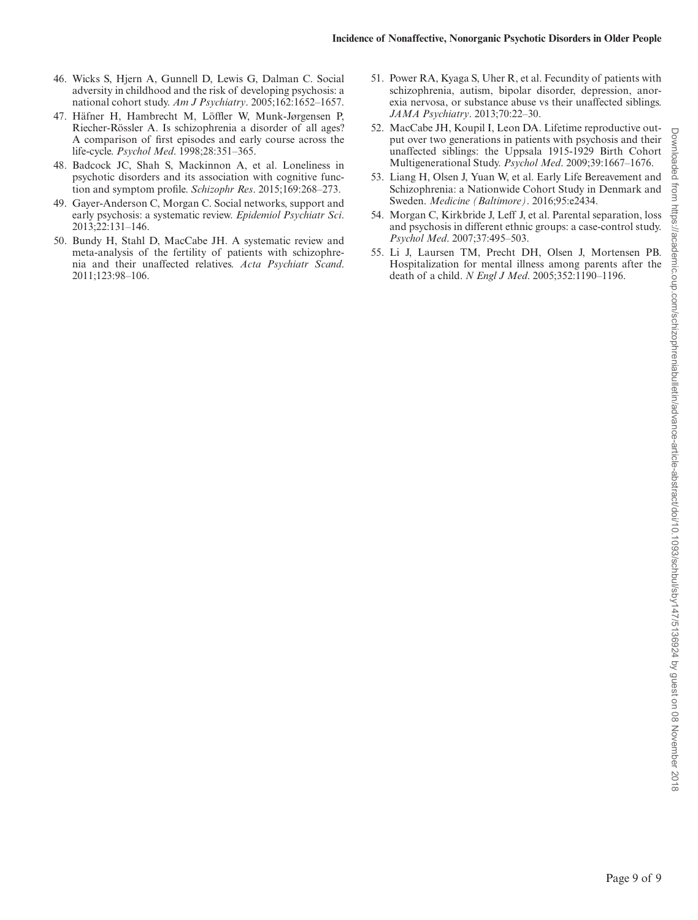46. Wicks S, Hjern A, Gunnell D, Lewis G, Dalman C. Social adversity in childhood and the risk of developing psychosis: a national cohort study. *Am J Psychiatry*. 2005;162:1652–1657.
47. Häfner H, Hambrecht M, Löffler W, Munk-Jørgensen P, Riecher-Rössler A. Is schizophrenia a disorder of all ages? A comparison of first episodes and early course across the life-cycle. *Psychol Med*. 1998;28:351–365.
48. Badcock JC, Shah S, Mackinnon A, et al. Loneliness in psychotic disorders and its association with cognitive function and symptom profile. *Schizophr Res*. 2015;169:268–273.
49. Gayer-Anderson C, Morgan C. Social networks, support and early psychosis: a systematic review. *Epidemiol Psychiatr Sci*. 2013;22:131–146.
50. Bundy H, Stahl D, MacCabe JH. A systematic review and meta-analysis of the fertility of patients with schizophrenia and their unaffected relatives. *Acta Psychiatr Scand*. 2011;123:98–106.
51. Power RA, Kyaga S, Uher R, et al. Fecundity of patients with schizophrenia, autism, bipolar disorder, depression, anorexia nervosa, or substance abuse vs their unaffected siblings. *JAMA Psychiatry*. 2013;70:22–30.
52. MacCabe JH, Koupil I, Leon DA. Lifetime reproductive output over two generations in patients with psychosis and their unaffected siblings: the Uppsala 1915-1929 Birth Cohort Multigenerational Study. *Psychol Med*. 2009;39:1667–1676.
53. Liang H, Olsen J, Yuan W, et al. Early Life Bereavement and Schizophrenia: a Nationwide Cohort Study in Denmark and Sweden. *Medicine (Baltimore)*. 2016;95:e2434.
54. Morgan C, Kirkbride J, Leff J, et al. Parental separation, loss and psychosis in different ethnic groups: a case-control study. *Psychol Med*. 2007;37:495–503.
55. Li J, Laursen TM, Precht DH, Olsen J, Mortensen PB. Hospitalization for mental illness among parents after the death of a child. *N Engl J Med*. 2005;352:1190–1196.